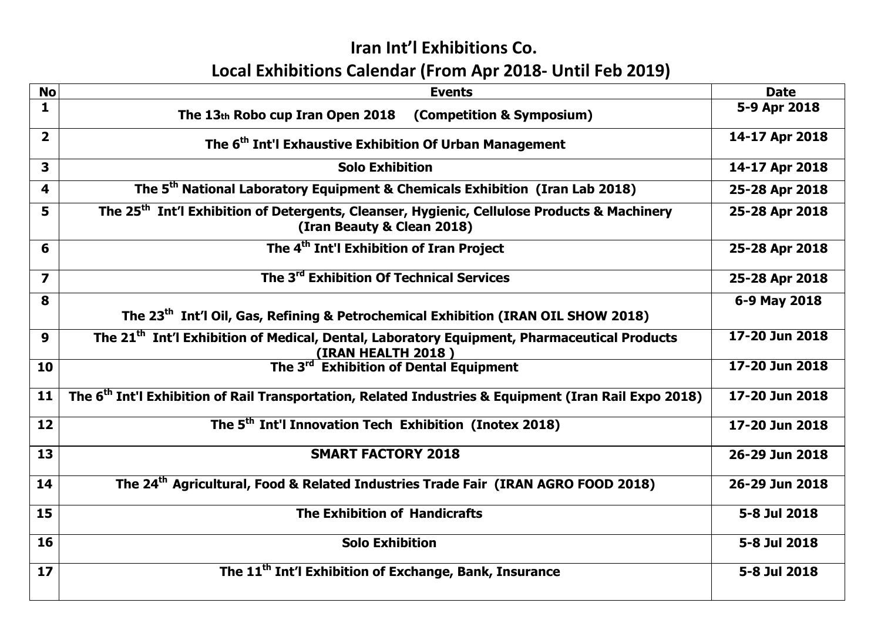# Iran Int'l Exhibitions Co.

## Local Exhibitions Calendar (From Apr 2018- Until Feb 2019)

| No | Events | Date |
|---|---|---|
| 1 | The 13th Robo cup Iran Open 2018 (Competition & Symposium) | 5-9 Apr 2018 |
| 2 | The 6th Int'l Exhaustive Exhibition Of Urban Management | 14-17 Apr 2018 |
| 3 | Solo Exhibition | 14-17 Apr 2018 |
| 4 | The 5th National Laboratory Equipment & Chemicals Exhibition (Iran Lab 2018) | 25-28 Apr 2018 |
| 5 | The 25th Int'l Exhibition of Detergents, Cleanser, Hygienic, Cellulose Products & Machinery (Iran Beauty & Clean 2018) | 25-28 Apr 2018 |
| 6 | The 4th Int'l Exhibition of Iran Project | 25-28 Apr 2018 |
| 7 | The 3rd Exhibition Of Technical Services | 25-28 Apr 2018 |
| 8 | The 23th Int'l Oil, Gas, Refining & Petrochemical Exhibition (IRAN OIL SHOW 2018) | 6-9 May 2018 |
| 9 | The 21th Int'l Exhibition of Medical, Dental, Laboratory Equipment, Pharmaceutical Products (IRAN HEALTH 2018 ) | 17-20 Jun 2018 |
| 10 | The 3rd Exhibition of Dental Equipment | 17-20 Jun 2018 |
| 11 | The 6th Int'l Exhibition of Rail Transportation, Related Industries & Equipment (Iran Rail Expo 2018) | 17-20 Jun 2018 |
| 12 | The 5th Int'l Innovation Tech Exhibition (Inotex 2018) | 17-20 Jun 2018 |
| 13 | SMART FACTORY 2018 | 26-29 Jun 2018 |
| 14 | The 24th Agricultural, Food & Related Industries Trade Fair (IRAN AGRO FOOD 2018) | 26-29 Jun 2018 |
| 15 | The Exhibition of Handicrafts | 5-8 Jul 2018 |
| 16 | Solo Exhibition | 5-8 Jul 2018 |
| 17 | The 11th Int'l Exhibition of Exchange, Bank, Insurance | 5-8 Jul 2018 |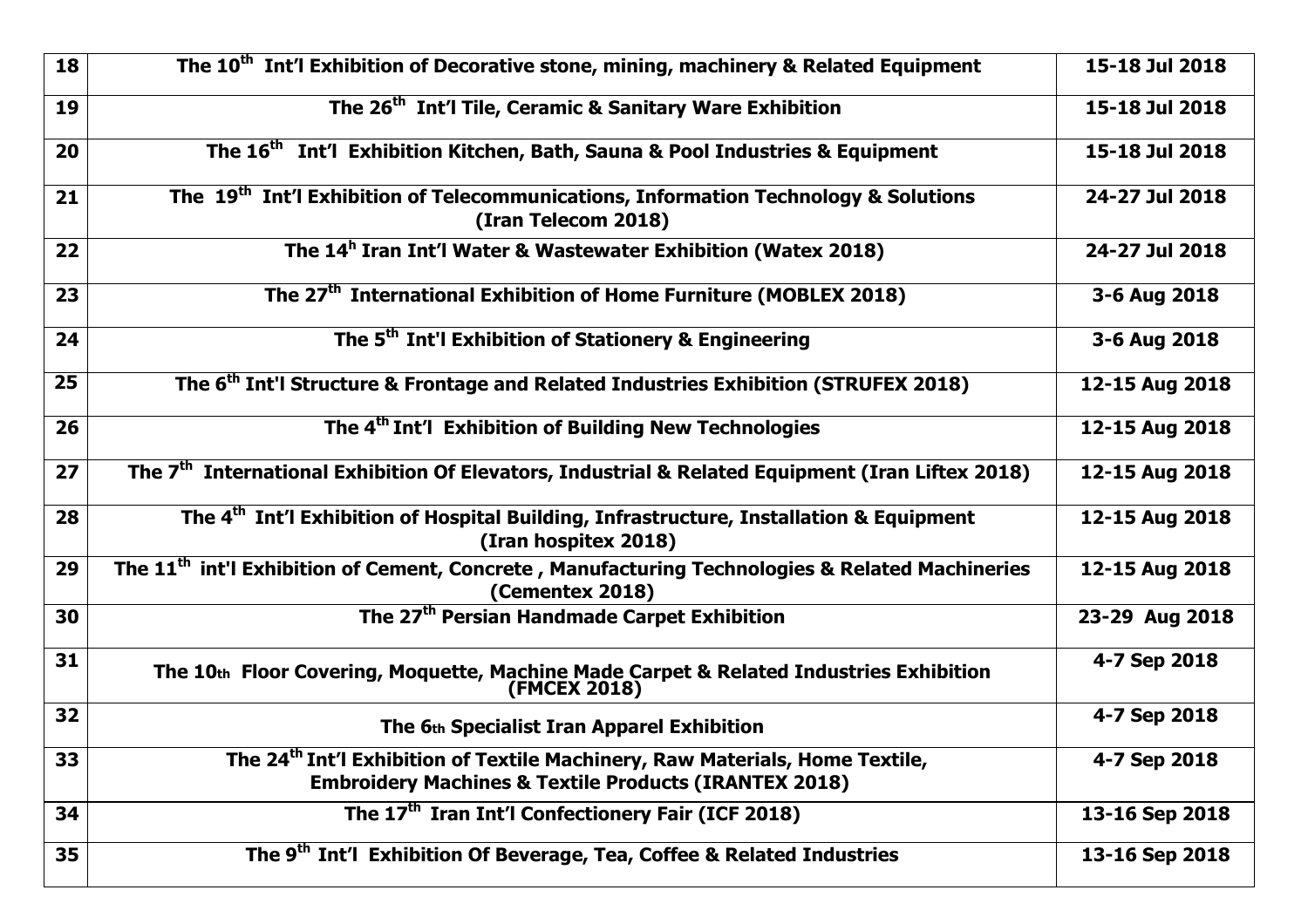| 18 | The 10th Int'l Exhibition of Decorative stone, mining, machinery & Related Equipment | 15-18 Jul 2018 |
|---|---|---|
| 19 | The 26th Int'l Tile, Ceramic & Sanitary Ware Exhibition | 15-18 Jul 2018 |
| 20 | The 16th Int'l Exhibition Kitchen, Bath, Sauna & Pool Industries & Equipment | 15-18 Jul 2018 |
| 21 | The 19th Int'l Exhibition of Telecommunications, Information Technology & Solutions (Iran Telecom 2018) | 24-27 Jul 2018 |
| 22 | The 14h Iran Int'l Water & Wastewater Exhibition (Watex 2018) | 24-27 Jul 2018 |
| 23 | The 27th International Exhibition of Home Furniture (MOBLEX 2018) | 3-6 Aug 2018 |
| 24 | The 5th Int'l Exhibition of Stationery & Engineering | 3-6 Aug 2018 |
| 25 | The 6th Int'l Structure & Frontage and Related Industries Exhibition (STRUFEX 2018) | 12-15 Aug 2018 |
| 26 | The 4th Int'l Exhibition of Building New Technologies | 12-15 Aug 2018 |
| 27 | The 7th International Exhibition Of Elevators, Industrial & Related Equipment (Iran Liftex 2018) | 12-15 Aug 2018 |
| 28 | The 4th Int'l Exhibition of Hospital Building, Infrastructure, Installation & Equipment (Iran hospitex 2018) | 12-15 Aug 2018 |
| 29 | The 11th int'l Exhibition of Cement, Concrete , Manufacturing Technologies & Related Machineries (Cementex 2018) | 12-15 Aug 2018 |
| 30 | The 27th Persian Handmade Carpet Exhibition | 23-29 Aug 2018 |
| 31 | The 10th Floor Covering, Moquette, Machine Made Carpet & Related Industries Exhibition (FMCEX 2018) | 4-7 Sep 2018 |
| 32 | The 6th Specialist Iran Apparel Exhibition | 4-7 Sep 2018 |
| 33 | The 24th Int'l Exhibition of Textile Machinery, Raw Materials, Home Textile, Embroidery Machines & Textile Products (IRANTEX 2018) | 4-7 Sep 2018 |
| 34 | The 17th Iran Int'l Confectionery Fair (ICF 2018) | 13-16 Sep 2018 |
| 35 | The 9th Int'l Exhibition Of Beverage, Tea, Coffee & Related Industries | 13-16 Sep 2018 |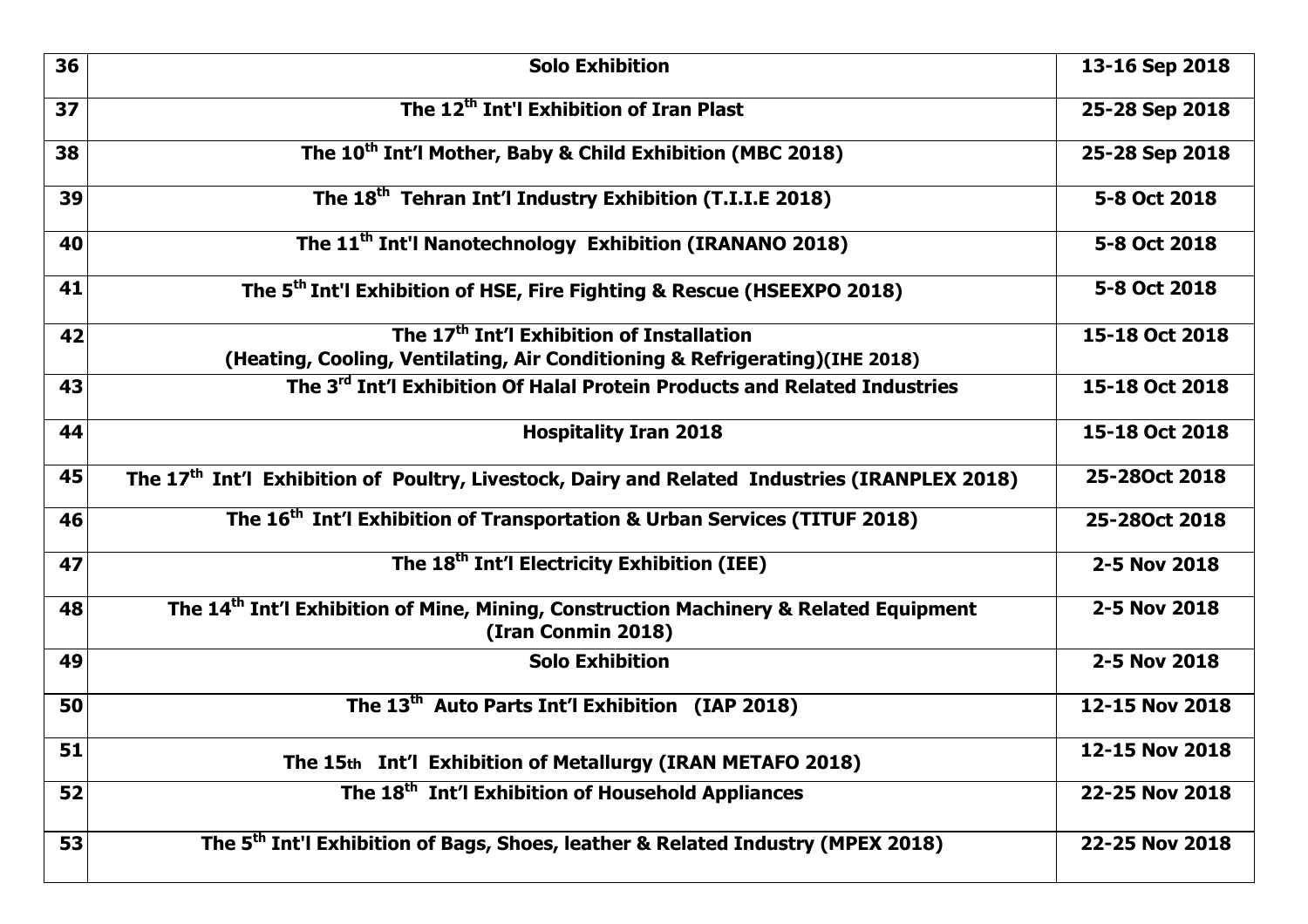| 36 | **Solo Exhibition** | **13-16 Sep 2018** |
|---|---|---|
| 37 | **The 12th Int'l Exhibition of Iran Plast** | **25-28 Sep 2018** |
| 38 | **The 10th Int'l Mother, Baby & Child Exhibition (MBC 2018)** | **25-28 Sep 2018** |
| 39 | **The 18th Tehran Int'l Industry Exhibition (T.I.I.E 2018)** | **5-8 Oct 2018** |
| 40 | **The 11th Int'l Nanotechnology Exhibition (IRANANO 2018)** | **5-8 Oct 2018** |
| 41 | **The 5th Int'l Exhibition of HSE, Fire Fighting & Rescue (HSEEXPO 2018)** | **5-8 Oct 2018** |
| 42 | **The 17th Int'l Exhibition of Installation (Heating, Cooling, Ventilating, Air Conditioning & Refrigerating)(IHE 2018)** | **15-18 Oct 2018** |
| 43 | **The 3rd Int'l Exhibition Of Halal Protein Products and Related Industries** | **15-18 Oct 2018** |
| 44 | **Hospitality Iran 2018** | **15-18 Oct 2018** |
| 45 | **The 17th Int'l Exhibition of Poultry, Livestock, Dairy and Related Industries (IRANPLEX 2018)** | **25-28Oct 2018** |
| 46 | **The 16th Int'l Exhibition of Transportation & Urban Services (TITUF 2018)** | **25-28Oct 2018** |
| 47 | **The 18th Int'l Electricity Exhibition (IEE)** | **2-5 Nov 2018** |
| 48 | **The 14th Int'l Exhibition of Mine, Mining, Construction Machinery & Related Equipment (Iran Conmin 2018)** | **2-5 Nov 2018** |
| 49 | **Solo Exhibition** | **2-5 Nov 2018** |
| 50 | **The 13th Auto Parts Int'l Exhibition (IAP 2018)** | **12-15 Nov 2018** |
| 51 | **The 15th Int'l Exhibition of Metallurgy (IRAN METAFO 2018)** | **12-15 Nov 2018** |
| 52 | **The 18th Int'l Exhibition of Household Appliances** | **22-25 Nov 2018** |
| 53 | **The 5th Int'l Exhibition of Bags, Shoes, leather & Related Industry (MPEX 2018)** | **22-25 Nov 2018** |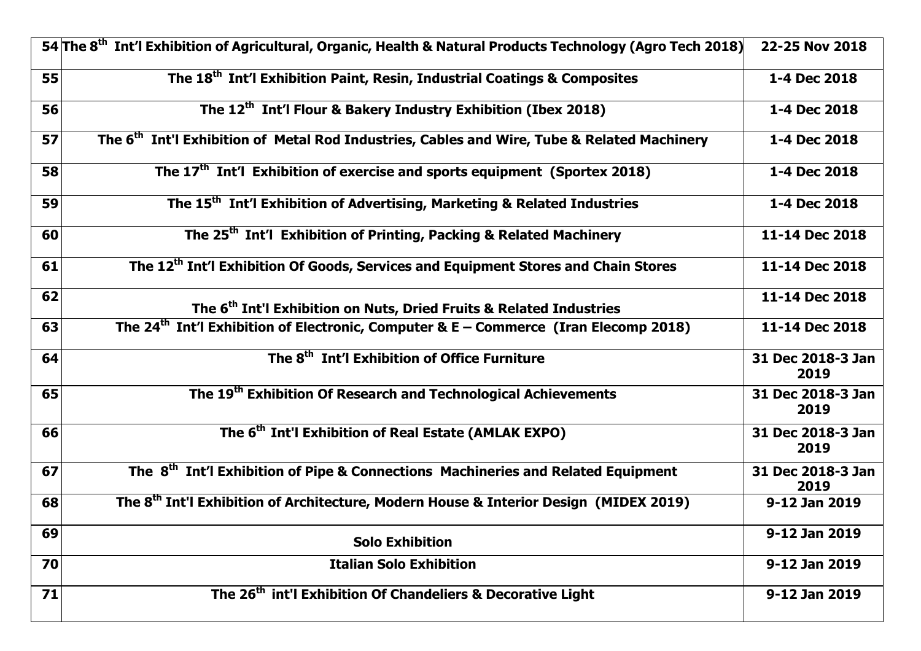| | | |
|---|---|---|
| 54 | The 8th Int'l Exhibition of Agricultural, Organic, Health & Natural Products Technology (Agro Tech 2018) | 22-25 Nov 2018 |
| 55 | The 18th Int'l Exhibition Paint, Resin, Industrial Coatings & Composites | 1-4 Dec 2018 |
| 56 | The 12th Int'l Flour & Bakery Industry Exhibition (Ibex 2018) | 1-4 Dec 2018 |
| 57 | The 6th Int'l Exhibition of Metal Rod Industries, Cables and Wire, Tube & Related Machinery | 1-4 Dec 2018 |
| 58 | The 17th Int'l Exhibition of exercise and sports equipment (Sportex 2018) | 1-4 Dec 2018 |
| 59 | The 15th Int'l Exhibition of Advertising, Marketing & Related Industries | 1-4 Dec 2018 |
| 60 | The 25th Int'l Exhibition of Printing, Packing & Related Machinery | 11-14 Dec 2018 |
| 61 | The 12th Int'l Exhibition Of Goods, Services and Equipment Stores and Chain Stores | 11-14 Dec 2018 |
| 62 | The 6th Int'l Exhibition on Nuts, Dried Fruits & Related Industries | 11-14 Dec 2018 |
| 63 | The 24th Int'l Exhibition of Electronic, Computer & E – Commerce (Iran Elecomp 2018) | 11-14 Dec 2018 |
| 64 | The 8th Int'l Exhibition of Office Furniture | 31 Dec 2018-3 Jan 2019 |
| 65 | The 19th Exhibition Of Research and Technological Achievements | 31 Dec 2018-3 Jan 2019 |
| 66 | The 6th Int'l Exhibition of Real Estate (AMLAK EXPO) | 31 Dec 2018-3 Jan 2019 |
| 67 | The 8th Int'l Exhibition of Pipe & Connections Machineries and Related Equipment | 31 Dec 2018-3 Jan 2019 |
| 68 | The 8th Int'l Exhibition of Architecture, Modern House & Interior Design (MIDEX 2019) | 9-12 Jan 2019 |
| 69 | Solo Exhibition | 9-12 Jan 2019 |
| 70 | Italian Solo Exhibition | 9-12 Jan 2019 |
| 71 | The 26th int'l Exhibition Of Chandeliers & Decorative Light | 9-12 Jan 2019 |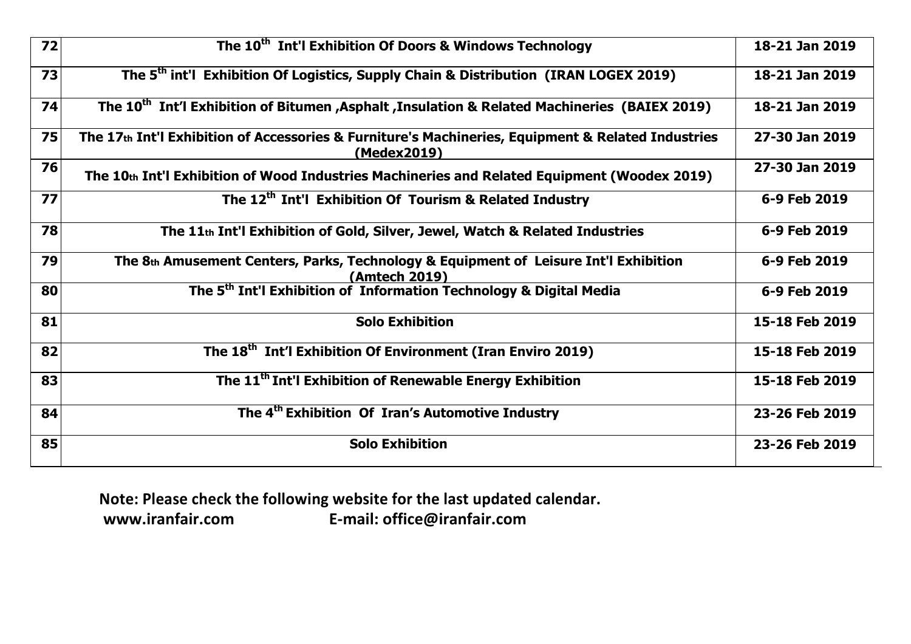| | | |
|---|---|---|
| 72 | The 10th Int'l Exhibition Of Doors & Windows Technology | 18-21 Jan 2019 |
| 73 | The 5th int'l Exhibition Of Logistics, Supply Chain & Distribution (IRAN LOGEX 2019) | 18-21 Jan 2019 |
| 74 | The 10th Int'l Exhibition of Bitumen ,Asphalt ,Insulation & Related Machineries (BAIEX 2019) | 18-21 Jan 2019 |
| 75 | The 17th Int'l Exhibition of Accessories & Furniture's Machineries, Equipment & Related Industries (Medex2019) | 27-30 Jan 2019 |
| 76 | The 10th Int'l Exhibition of Wood Industries Machineries and Related Equipment (Woodex 2019) | 27-30 Jan 2019 |
| 77 | The 12th Int'l Exhibition Of Tourism & Related Industry | 6-9 Feb 2019 |
| 78 | The 11th Int'l Exhibition of Gold, Silver, Jewel, Watch & Related Industries | 6-9 Feb 2019 |
| 79 | The 8th Amusement Centers, Parks, Technology & Equipment of Leisure Int'l Exhibition (Amtech 2019) | 6-9 Feb 2019 |
| 80 | The 5th Int'l Exhibition of Information Technology & Digital Media | 6-9 Feb 2019 |
| 81 | Solo Exhibition | 15-18 Feb 2019 |
| 82 | The 18th Int'l Exhibition Of Environment (Iran Enviro 2019) | 15-18 Feb 2019 |
| 83 | The 11th Int'l Exhibition of Renewable Energy Exhibition | 15-18 Feb 2019 |
| 84 | The 4th Exhibition Of Iran's Automotive Industry | 23-26 Feb 2019 |
| 85 | Solo Exhibition | 23-26 Feb 2019 |

**Note: Please check the following website for the last updated calendar.**
**www.iranfair.com E-mail: office@iranfair.com**